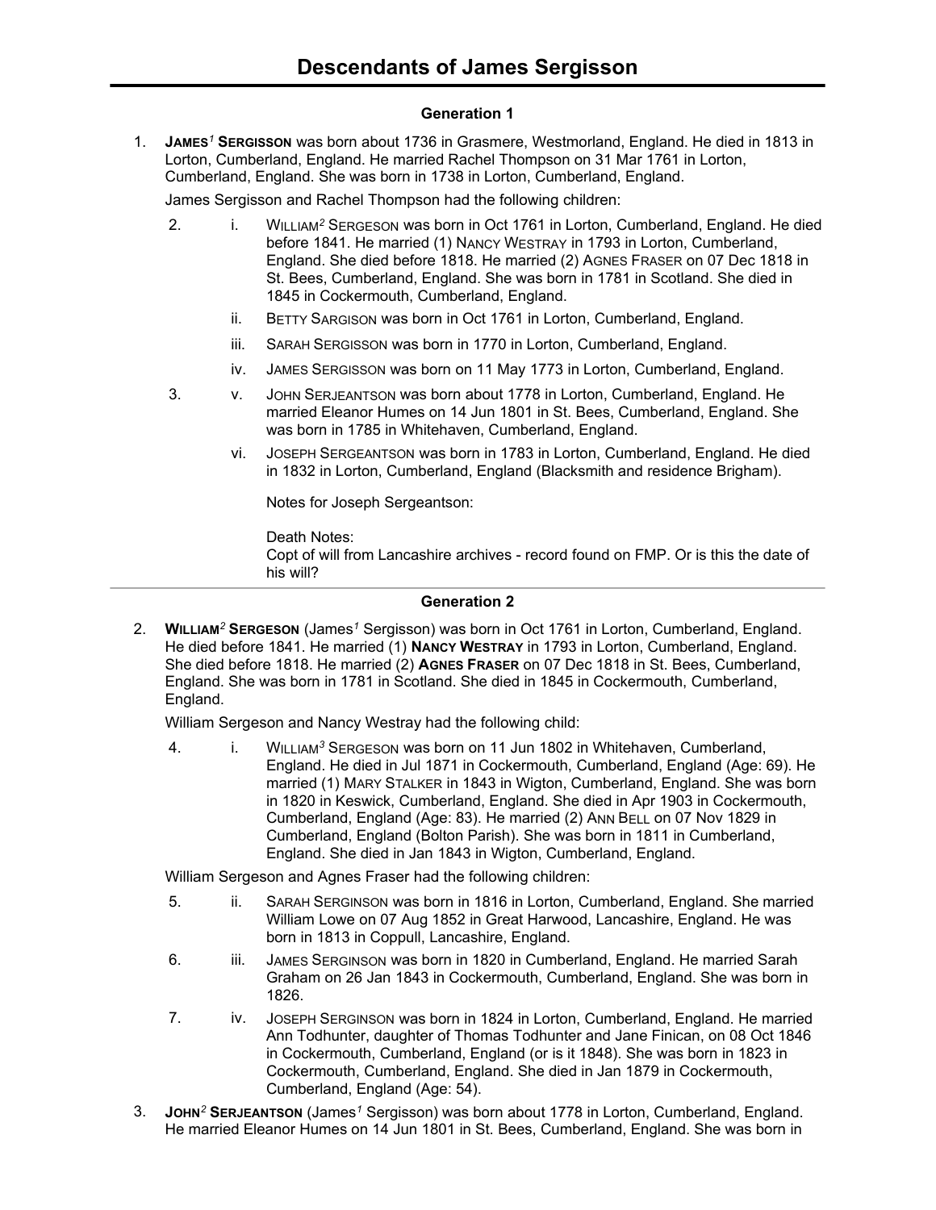# Descendants of James Sergisson

## Generation 1

1. **JAMES[1] SERGISSON** was born about 1736 in Grasmere, Westmorland, England. He died in 1813 in Lorton, Cumberland, England. He married Rachel Thompson on 31 Mar 1761 in Lorton, Cumberland, England. She was born in 1738 in Lorton, Cumberland, England.

   James Sergisson and Rachel Thompson had the following children:

   2. i. WILLIAM[2] SERGESON was born in Oct 1761 in Lorton, Cumberland, England. He died before 1841. He married (1) NANCY WESTRAY in 1793 in Lorton, Cumberland, England. She died before 1818. He married (2) AGNES FRASER on 07 Dec 1818 in St. Bees, Cumberland, England. She was born in 1781 in Scotland. She died in 1845 in Cockermouth, Cumberland, England.

   ii. BETTY SARGISON was born in Oct 1761 in Lorton, Cumberland, England.

   iii. SARAH SERGISSON was born in 1770 in Lorton, Cumberland, England.

   iv. JAMES SERGISSON was born on 11 May 1773 in Lorton, Cumberland, England.

   3. v. JOHN SERJEANTSON was born about 1778 in Lorton, Cumberland, England. He married Eleanor Humes on 14 Jun 1801 in St. Bees, Cumberland, England. She was born in 1785 in Whitehaven, Cumberland, England.

   vi. JOSEPH SERGEANTSON was born in 1783 in Lorton, Cumberland, England. He died in 1832 in Lorton, Cumberland, England (Blacksmith and residence Brigham).

   Notes for Joseph Sergeantson:

   Death Notes:
   Copt of will from Lancashire archives - record found on FMP. Or is this the date of his will?

---

## Generation 2

2. **WILLIAM[2] SERGESON** (James[1] Sergisson) was born in Oct 1761 in Lorton, Cumberland, England. He died before 1841. He married (1) **NANCY WESTRAY** in 1793 in Lorton, Cumberland, England. She died before 1818. He married (2) **AGNES FRASER** on 07 Dec 1818 in St. Bees, Cumberland, England. She was born in 1781 in Scotland. She died in 1845 in Cockermouth, Cumberland, England.

   William Sergeson and Nancy Westray had the following child:

   4. i. WILLIAM[3] SERGESON was born on 11 Jun 1802 in Whitehaven, Cumberland, England. He died in Jul 1871 in Cockermouth, Cumberland, England (Age: 69). He married (1) MARY STALKER in 1843 in Wigton, Cumberland, England. She was born in 1820 in Keswick, Cumberland, England. She died in Apr 1903 in Cockermouth, Cumberland, England (Age: 83). He married (2) ANN BELL on 07 Nov 1829 in Cumberland, England (Bolton Parish). She was born in 1811 in Cumberland, England. She died in Jan 1843 in Wigton, Cumberland, England.

   William Sergeson and Agnes Fraser had the following children:

   5. ii. SARAH SERGINSON was born in 1816 in Lorton, Cumberland, England. She married William Lowe on 07 Aug 1852 in Great Harwood, Lancashire, England. He was born in 1813 in Coppull, Lancashire, England.

   6. iii. JAMES SERGINSON was born in 1820 in Cumberland, England. He married Sarah Graham on 26 Jan 1843 in Cockermouth, Cumberland, England. She was born in 1826.

   7. iv. JOSEPH SERGINSON was born in 1824 in Lorton, Cumberland, England. He married Ann Todhunter, daughter of Thomas Todhunter and Jane Finican, on 08 Oct 1846 in Cockermouth, Cumberland, England (or is it 1848). She was born in 1823 in Cockermouth, Cumberland, England. She died in Jan 1879 in Cockermouth, Cumberland, England (Age: 54).

3. **JOHN[2] SERJEANTSON** (James[1] Sergisson) was born about 1778 in Lorton, Cumberland, England. He married Eleanor Humes on 14 Jun 1801 in St. Bees, Cumberland, England. She was born in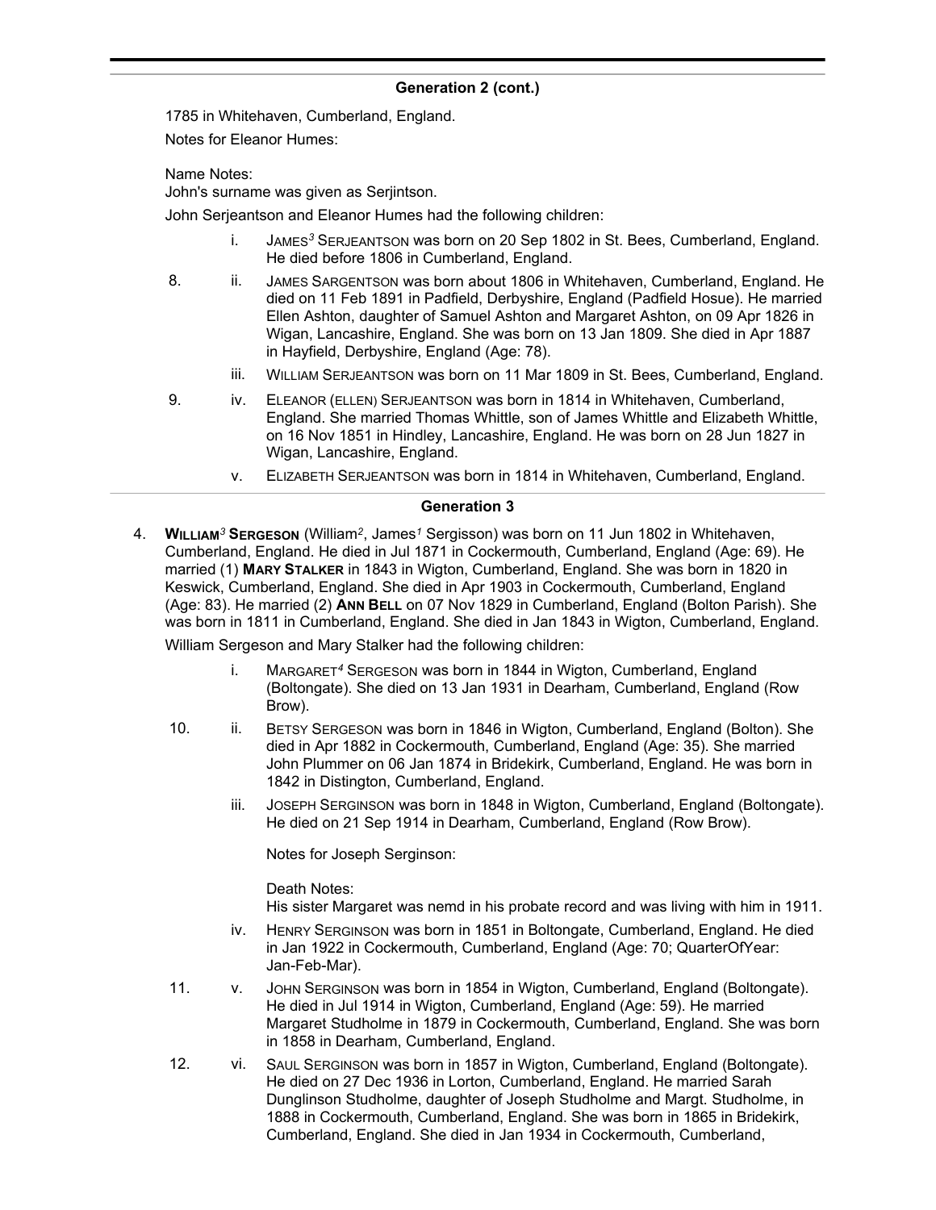## Generation 2 (cont.)

1785 in Whitehaven, Cumberland, England.

Notes for Eleanor Humes:

Name Notes:
John's surname was given as Serjintson.

John Serjeantson and Eleanor Humes had the following children:

- i. JAMES[3] SERJEANTSON was born on 20 Sep 1802 in St. Bees, Cumberland, England. He died before 1806 in Cumberland, England.
- 8. ii. JAMES SARGENTSON was born about 1806 in Whitehaven, Cumberland, England. He died on 11 Feb 1891 in Padfield, Derbyshire, England (Padfield Hosue). He married Ellen Ashton, daughter of Samuel Ashton and Margaret Ashton, on 09 Apr 1826 in Wigan, Lancashire, England. She was born on 13 Jan 1809. She died in Apr 1887 in Hayfield, Derbyshire, England (Age: 78).
- iii. WILLIAM SERJEANTSON was born on 11 Mar 1809 in St. Bees, Cumberland, England.
- 9. iv. ELEANOR (ELLEN) SERJEANTSON was born in 1814 in Whitehaven, Cumberland, England. She married Thomas Whittle, son of James Whittle and Elizabeth Whittle, on 16 Nov 1851 in Hindley, Lancashire, England. He was born on 28 Jun 1827 in Wigan, Lancashire, England.
- v. ELIZABETH SERJEANTSON was born in 1814 in Whitehaven, Cumberland, England.

## Generation 3

4. **WILLIAM[3] SERGESON** (William[2], James[1] Sergisson) was born on 11 Jun 1802 in Whitehaven, Cumberland, England. He died in Jul 1871 in Cockermouth, Cumberland, England (Age: 69). He married (1) **MARY STALKER** in 1843 in Wigton, Cumberland, England. She was born in 1820 in Keswick, Cumberland, England. She died in Apr 1903 in Cockermouth, Cumberland, England (Age: 83). He married (2) **ANN BELL** on 07 Nov 1829 in Cumberland, England (Bolton Parish). She was born in 1811 in Cumberland, England. She died in Jan 1843 in Wigton, Cumberland, England.

William Sergeson and Mary Stalker had the following children:

- i. MARGARET[4] SERGESON was born in 1844 in Wigton, Cumberland, England (Boltongate). She died on 13 Jan 1931 in Dearham, Cumberland, England (Row Brow).
- 10. ii. BETSY SERGESON was born in 1846 in Wigton, Cumberland, England (Bolton). She died in Apr 1882 in Cockermouth, Cumberland, England (Age: 35). She married John Plummer on 06 Jan 1874 in Bridekirk, Cumberland, England. He was born in 1842 in Distington, Cumberland, England.
- iii. JOSEPH SERGINSON was born in 1848 in Wigton, Cumberland, England (Boltongate). He died on 21 Sep 1914 in Dearham, Cumberland, England (Row Brow).

  Notes for Joseph Serginson:

  Death Notes:
  His sister Margaret was nemd in his probate record and was living with him in 1911.
- iv. HENRY SERGINSON was born in 1851 in Boltongate, Cumberland, England. He died in Jan 1922 in Cockermouth, Cumberland, England (Age: 70; QuarterOfYear: Jan-Feb-Mar).
- 11. v. JOHN SERGINSON was born in 1854 in Wigton, Cumberland, England (Boltongate). He died in Jul 1914 in Wigton, Cumberland, England (Age: 59). He married Margaret Studholme in 1879 in Cockermouth, Cumberland, England. She was born in 1858 in Dearham, Cumberland, England.
- 12. vi. SAUL SERGINSON was born in 1857 in Wigton, Cumberland, England (Boltongate). He died on 27 Dec 1936 in Lorton, Cumberland, England. He married Sarah Dunglinson Studholme, daughter of Joseph Studholme and Margt. Studholme, in 1888 in Cockermouth, Cumberland, England. She was born in 1865 in Bridekirk, Cumberland, England. She died in Jan 1934 in Cockermouth, Cumberland,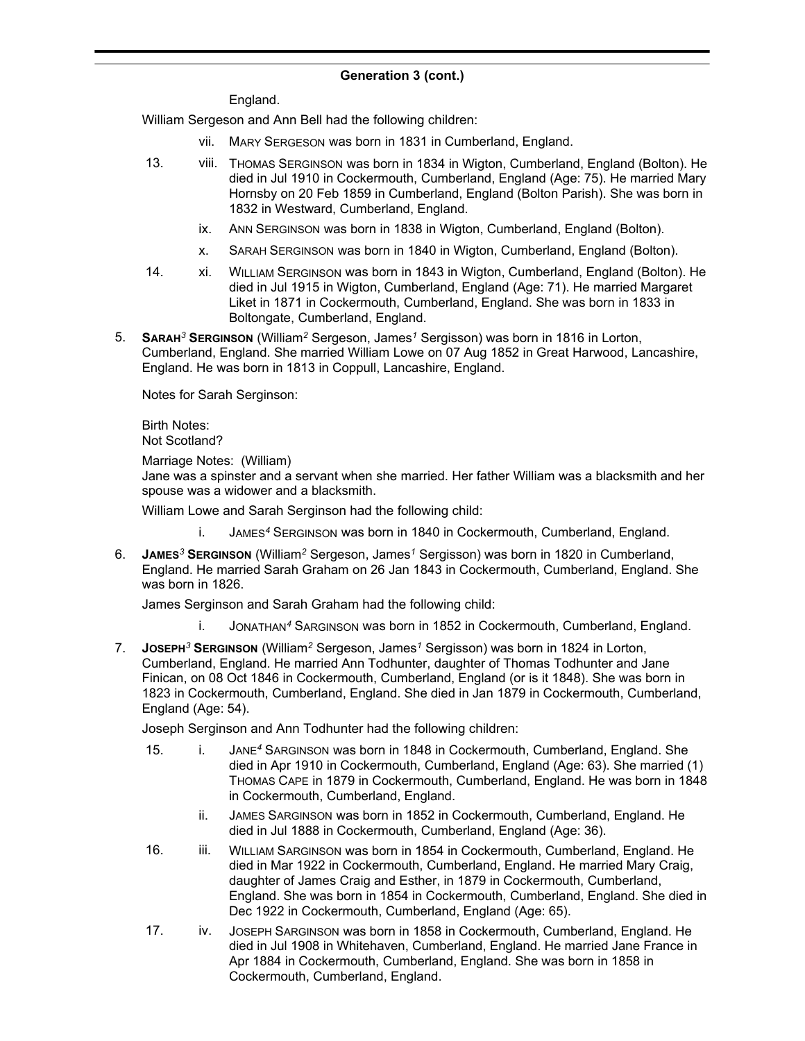## Generation 3 (cont.)

England.

William Sergeson and Ann Bell had the following children:

- vii. MARY SERGESON was born in 1831 in Cumberland, England.
- 13. viii. THOMAS SERGINSON was born in 1834 in Wigton, Cumberland, England (Bolton). He died in Jul 1910 in Cockermouth, Cumberland, England (Age: 75). He married Mary Hornsby on 20 Feb 1859 in Cumberland, England (Bolton Parish). She was born in 1832 in Westward, Cumberland, England.
- ix. ANN SERGINSON was born in 1838 in Wigton, Cumberland, England (Bolton).
- x. SARAH SERGINSON was born in 1840 in Wigton, Cumberland, England (Bolton).
- 14. xi. WILLIAM SERGINSON was born in 1843 in Wigton, Cumberland, England (Bolton). He died in Jul 1915 in Wigton, Cumberland, England (Age: 71). He married Margaret Liket in 1871 in Cockermouth, Cumberland, England. She was born in 1833 in Boltongate, Cumberland, England.

5. **SARAH[3] SERGINSON** (William[2] Sergeson, James[1] Sergisson) was born in 1816 in Lorton, Cumberland, England. She married William Lowe on 07 Aug 1852 in Great Harwood, Lancashire, England. He was born in 1813 in Coppull, Lancashire, England.

Notes for Sarah Serginson:

Birth Notes:
Not Scotland?

Marriage Notes: (William)
Jane was a spinster and a servant when she married. Her father William was a blacksmith and her spouse was a widower and a blacksmith.

William Lowe and Sarah Serginson had the following child:

- i. JAMES[4] SERGINSON was born in 1840 in Cockermouth, Cumberland, England.

6. **JAMES[3] SERGINSON** (William[2] Sergeson, James[1] Sergisson) was born in 1820 in Cumberland, England. He married Sarah Graham on 26 Jan 1843 in Cockermouth, Cumberland, England. She was born in 1826.

James Serginson and Sarah Graham had the following child:

- i. JONATHAN[4] SARGINSON was born in 1852 in Cockermouth, Cumberland, England.

7. **JOSEPH[3] SERGINSON** (William[2] Sergeson, James[1] Sergisson) was born in 1824 in Lorton, Cumberland, England. He married Ann Todhunter, daughter of Thomas Todhunter and Jane Finican, on 08 Oct 1846 in Cockermouth, Cumberland, England (or is it 1848). She was born in 1823 in Cockermouth, Cumberland, England. She died in Jan 1879 in Cockermouth, Cumberland, England (Age: 54).

Joseph Serginson and Ann Todhunter had the following children:

- 15. i. JANE[4] SARGINSON was born in 1848 in Cockermouth, Cumberland, England. She died in Apr 1910 in Cockermouth, Cumberland, England (Age: 63). She married (1) THOMAS CAPE in 1879 in Cockermouth, Cumberland, England. He was born in 1848 in Cockermouth, Cumberland, England.
- ii. JAMES SARGINSON was born in 1852 in Cockermouth, Cumberland, England. He died in Jul 1888 in Cockermouth, Cumberland, England (Age: 36).
- 16. iii. WILLIAM SARGINSON was born in 1854 in Cockermouth, Cumberland, England. He died in Mar 1922 in Cockermouth, Cumberland, England. He married Mary Craig, daughter of James Craig and Esther, in 1879 in Cockermouth, Cumberland, England. She was born in 1854 in Cockermouth, Cumberland, England. She died in Dec 1922 in Cockermouth, Cumberland, England (Age: 65).
- 17. iv. JOSEPH SARGINSON was born in 1858 in Cockermouth, Cumberland, England. He died in Jul 1908 in Whitehaven, Cumberland, England. He married Jane France in Apr 1884 in Cockermouth, Cumberland, England. She was born in 1858 in Cockermouth, Cumberland, England.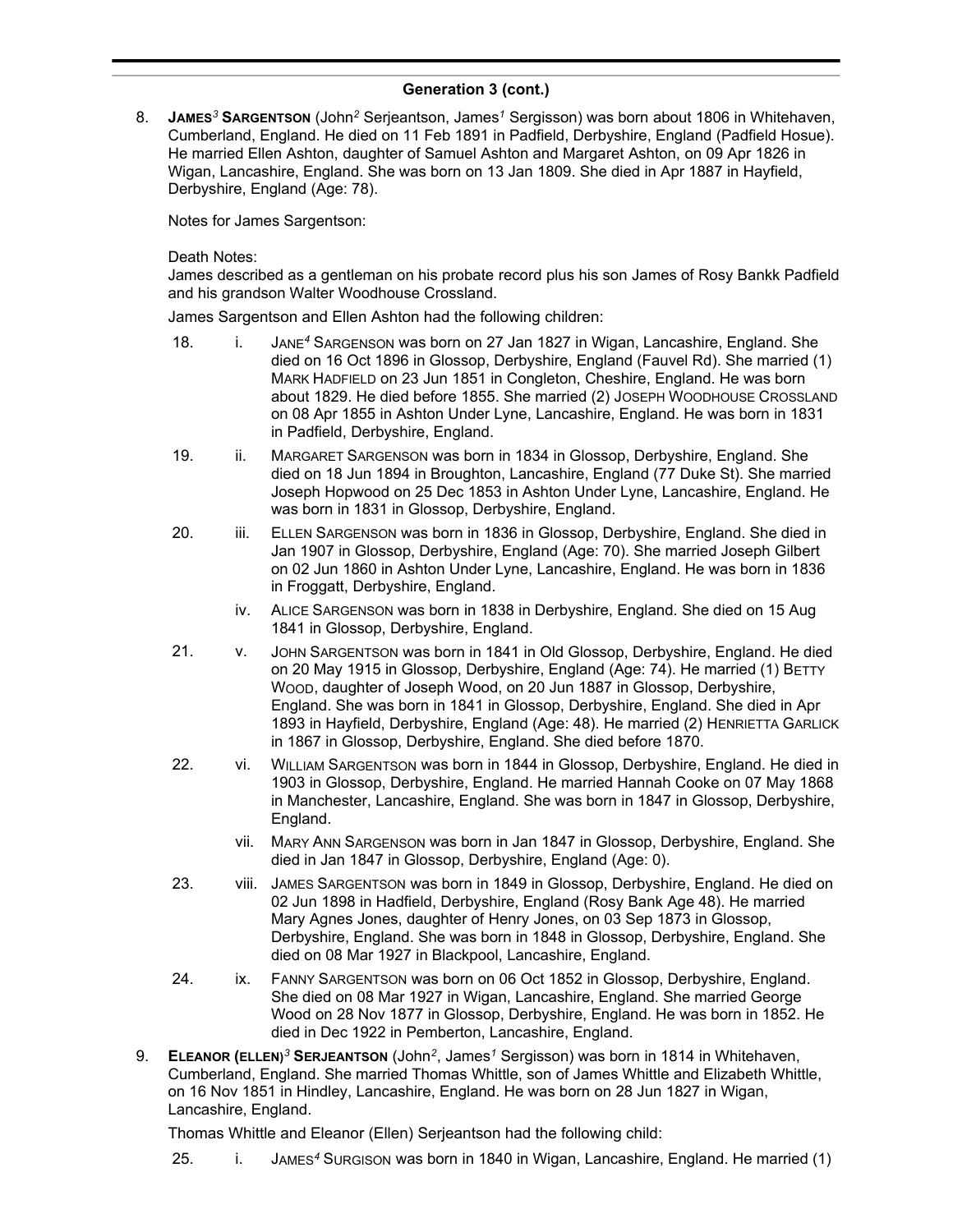## Generation 3 (cont.)

8. **JAMES[3] SARGENTSON** (John[2] Serjeantson, James[1] Sergisson) was born about 1806 in Whitehaven, Cumberland, England. He died on 11 Feb 1891 in Padfield, Derbyshire, England (Padfield Hosue). He married Ellen Ashton, daughter of Samuel Ashton and Margaret Ashton, on 09 Apr 1826 in Wigan, Lancashire, England. She was born on 13 Jan 1809. She died in Apr 1887 in Hayfield, Derbyshire, England (Age: 78).

   Notes for James Sargentson:

   Death Notes:
   James described as a gentleman on his probate record plus his son James of Rosy Bankk Padfield and his grandson Walter Woodhouse Crossland.

   James Sargentson and Ellen Ashton had the following children:

   18. i. JANE[4] SARGENSON was born on 27 Jan 1827 in Wigan, Lancashire, England. She died on 16 Oct 1896 in Glossop, Derbyshire, England (Fauvel Rd). She married (1) MARK HADFIELD on 23 Jun 1851 in Congleton, Cheshire, England. He was born about 1829. He died before 1855. She married (2) JOSEPH WOODHOUSE CROSSLAND on 08 Apr 1855 in Ashton Under Lyne, Lancashire, England. He was born in 1831 in Padfield, Derbyshire, England.

   19. ii. MARGARET SARGENSON was born in 1834 in Glossop, Derbyshire, England. She died on 18 Jun 1894 in Broughton, Lancashire, England (77 Duke St). She married Joseph Hopwood on 25 Dec 1853 in Ashton Under Lyne, Lancashire, England. He was born in 1831 in Glossop, Derbyshire, England.

   20. iii. ELLEN SARGENSON was born in 1836 in Glossop, Derbyshire, England. She died in Jan 1907 in Glossop, Derbyshire, England (Age: 70). She married Joseph Gilbert on 02 Jun 1860 in Ashton Under Lyne, Lancashire, England. He was born in 1836 in Froggatt, Derbyshire, England.

   iv. ALICE SARGENSON was born in 1838 in Derbyshire, England. She died on 15 Aug 1841 in Glossop, Derbyshire, England.

   21. v. JOHN SARGENTSON was born in 1841 in Old Glossop, Derbyshire, England. He died on 20 May 1915 in Glossop, Derbyshire, England (Age: 74). He married (1) BETTY WOOD, daughter of Joseph Wood, on 20 Jun 1887 in Glossop, Derbyshire, England. She was born in 1841 in Glossop, Derbyshire, England. She died in Apr 1893 in Hayfield, Derbyshire, England (Age: 48). He married (2) HENRIETTA GARLICK in 1867 in Glossop, Derbyshire, England. She died before 1870.

   22. vi. WILLIAM SARGENTSON was born in 1844 in Glossop, Derbyshire, England. He died in 1903 in Glossop, Derbyshire, England. He married Hannah Cooke on 07 May 1868 in Manchester, Lancashire, England. She was born in 1847 in Glossop, Derbyshire, England.

   vii. MARY ANN SARGENSON was born in Jan 1847 in Glossop, Derbyshire, England. She died in Jan 1847 in Glossop, Derbyshire, England (Age: 0).

   23. viii. JAMES SARGENTSON was born in 1849 in Glossop, Derbyshire, England. He died on 02 Jun 1898 in Hadfield, Derbyshire, England (Rosy Bank Age 48). He married Mary Agnes Jones, daughter of Henry Jones, on 03 Sep 1873 in Glossop, Derbyshire, England. She was born in 1848 in Glossop, Derbyshire, England. She died on 08 Mar 1927 in Blackpool, Lancashire, England.

   24. ix. FANNY SARGENTSON was born on 06 Oct 1852 in Glossop, Derbyshire, England. She died on 08 Mar 1927 in Wigan, Lancashire, England. She married George Wood on 28 Nov 1877 in Glossop, Derbyshire, England. He was born in 1852. He died in Dec 1922 in Pemberton, Lancashire, England.

9. **ELEANOR (ELLEN)[3] SERJEANTSON** (John[2], James[1] Sergisson) was born in 1814 in Whitehaven, Cumberland, England. She married Thomas Whittle, son of James Whittle and Elizabeth Whittle, on 16 Nov 1851 in Hindley, Lancashire, England. He was born on 28 Jun 1827 in Wigan, Lancashire, England.

   Thomas Whittle and Eleanor (Ellen) Serjeantson had the following child:

   25. i. JAMES[4] SURGISON was born in 1840 in Wigan, Lancashire, England. He married (1)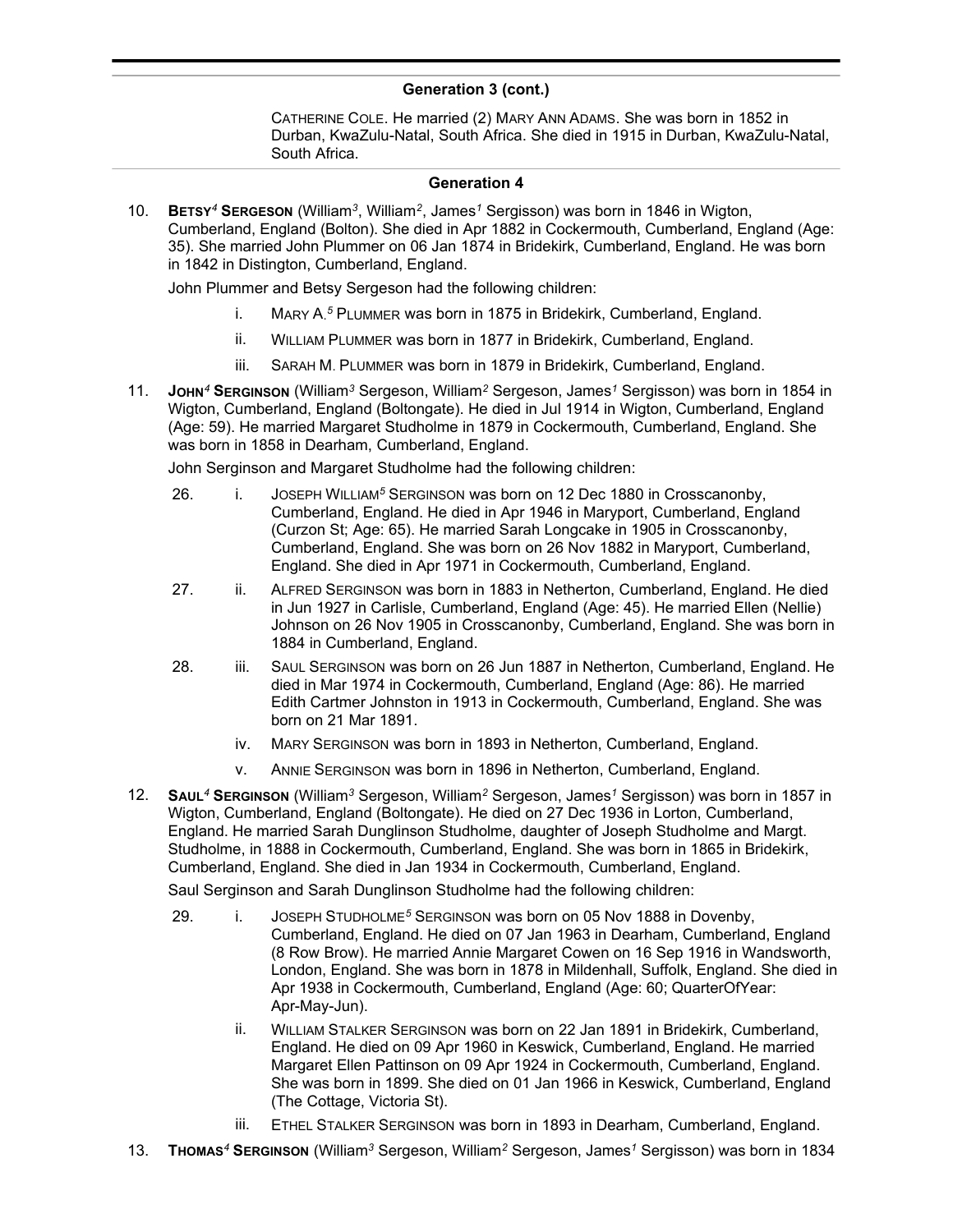## Generation 3 (cont.)

CATHERINE COLE. He married (2) MARY ANN ADAMS. She was born in 1852 in Durban, KwaZulu-Natal, South Africa. She died in 1915 in Durban, KwaZulu-Natal, South Africa.

## Generation 4

10. **BETSY[4] SERGESON** (William[3], William[2], James[1] Sergisson) was born in 1846 in Wigton, Cumberland, England (Bolton). She died in Apr 1882 in Cockermouth, Cumberland, England (Age: 35). She married John Plummer on 06 Jan 1874 in Bridekirk, Cumberland, England. He was born in 1842 in Distington, Cumberland, England.

    John Plummer and Betsy Sergeson had the following children:

    - i. MARY A.[5] PLUMMER was born in 1875 in Bridekirk, Cumberland, England.
    - ii. WILLIAM PLUMMER was born in 1877 in Bridekirk, Cumberland, England.
    - iii. SARAH M. PLUMMER was born in 1879 in Bridekirk, Cumberland, England.

11. **JOHN[4] SERGINSON** (William[3] Sergeson, William[2] Sergeson, James[1] Sergisson) was born in 1854 in Wigton, Cumberland, England (Boltongate). He died in Jul 1914 in Wigton, Cumberland, England (Age: 59). He married Margaret Studholme in 1879 in Cockermouth, Cumberland, England. She was born in 1858 in Dearham, Cumberland, England.

    John Serginson and Margaret Studholme had the following children:

    - 26. i. JOSEPH WILLIAM[5] SERGINSON was born on 12 Dec 1880 in Crosscanonby, Cumberland, England. He died in Apr 1946 in Maryport, Cumberland, England (Curzon St; Age: 65). He married Sarah Longcake in 1905 in Crosscanonby, Cumberland, England. She was born on 26 Nov 1882 in Maryport, Cumberland, England. She died in Apr 1971 in Cockermouth, Cumberland, England.
    - 27. ii. ALFRED SERGINSON was born in 1883 in Netherton, Cumberland, England. He died in Jun 1927 in Carlisle, Cumberland, England (Age: 45). He married Ellen (Nellie) Johnson on 26 Nov 1905 in Crosscanonby, Cumberland, England. She was born in 1884 in Cumberland, England.
    - 28. iii. SAUL SERGINSON was born on 26 Jun 1887 in Netherton, Cumberland, England. He died in Mar 1974 in Cockermouth, Cumberland, England (Age: 86). He married Edith Cartmer Johnston in 1913 in Cockermouth, Cumberland, England. She was born on 21 Mar 1891.
    - iv. MARY SERGINSON was born in 1893 in Netherton, Cumberland, England.
    - v. ANNIE SERGINSON was born in 1896 in Netherton, Cumberland, England.

12. **SAUL[4] SERGINSON** (William[3] Sergeson, William[2] Sergeson, James[1] Sergisson) was born in 1857 in Wigton, Cumberland, England (Boltongate). He died on 27 Dec 1936 in Lorton, Cumberland, England. He married Sarah Dunglinson Studholme, daughter of Joseph Studholme and Margt. Studholme, in 1888 in Cockermouth, Cumberland, England. She was born in 1865 in Bridekirk, Cumberland, England. She died in Jan 1934 in Cockermouth, Cumberland, England.

    Saul Serginson and Sarah Dunglinson Studholme had the following children:

    - 29. i. JOSEPH STUDHOLME[5] SERGINSON was born on 05 Nov 1888 in Dovenby, Cumberland, England. He died on 07 Jan 1963 in Dearham, Cumberland, England (8 Row Brow). He married Annie Margaret Cowen on 16 Sep 1916 in Wandsworth, London, England. She was born in 1878 in Mildenhall, Suffolk, England. She died in Apr 1938 in Cockermouth, Cumberland, England (Age: 60; QuarterOfYear: Apr-May-Jun).
    - ii. WILLIAM STALKER SERGINSON was born on 22 Jan 1891 in Bridekirk, Cumberland, England. He died on 09 Apr 1960 in Keswick, Cumberland, England. He married Margaret Ellen Pattinson on 09 Apr 1924 in Cockermouth, Cumberland, England. She was born in 1899. She died on 01 Jan 1966 in Keswick, Cumberland, England (The Cottage, Victoria St).
    - iii. ETHEL STALKER SERGINSON was born in 1893 in Dearham, Cumberland, England.

13. **THOMAS[4] SERGINSON** (William[3] Sergeson, William[2] Sergeson, James[1] Sergisson) was born in 1834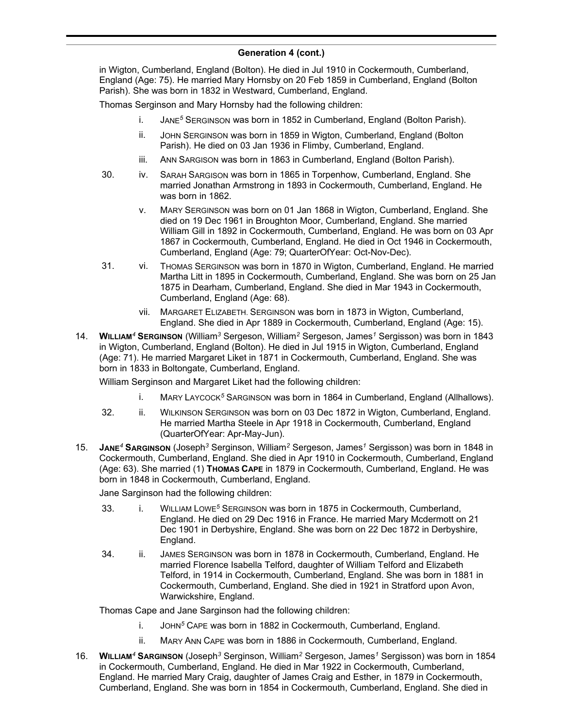## Generation 4 (cont.)

in Wigton, Cumberland, England (Bolton). He died in Jul 1910 in Cockermouth, Cumberland, England (Age: 75). He married Mary Hornsby on 20 Feb 1859 in Cumberland, England (Bolton Parish). She was born in 1832 in Westward, Cumberland, England.

Thomas Serginson and Mary Hornsby had the following children:

- i. JANE[5] SERGINSON was born in 1852 in Cumberland, England (Bolton Parish).
- ii. JOHN SERGINSON was born in 1859 in Wigton, Cumberland, England (Bolton Parish). He died on 03 Jan 1936 in Flimby, Cumberland, England.
- iii. ANN SARGISON was born in 1863 in Cumberland, England (Bolton Parish).
- 30. iv. SARAH SARGISON was born in 1865 in Torpenhow, Cumberland, England. She married Jonathan Armstrong in 1893 in Cockermouth, Cumberland, England. He was born in 1862.
- v. MARY SERGINSON was born on 01 Jan 1868 in Wigton, Cumberland, England. She died on 19 Dec 1961 in Broughton Moor, Cumberland, England. She married William Gill in 1892 in Cockermouth, Cumberland, England. He was born on 03 Apr 1867 in Cockermouth, Cumberland, England. He died in Oct 1946 in Cockermouth, Cumberland, England (Age: 79; QuarterOfYear: Oct-Nov-Dec).
- 31. vi. THOMAS SERGINSON was born in 1870 in Wigton, Cumberland, England. He married Martha Litt in 1895 in Cockermouth, Cumberland, England. She was born on 25 Jan 1875 in Dearham, Cumberland, England. She died in Mar 1943 in Cockermouth, Cumberland, England (Age: 68).
- vii. MARGARET ELIZABETH. SERGINSON was born in 1873 in Wigton, Cumberland, England. She died in Apr 1889 in Cockermouth, Cumberland, England (Age: 15).

14. **WILLIAM[4] SERGINSON** (William[3] Sergeson, William[2] Sergeson, James[1] Sergisson) was born in 1843 in Wigton, Cumberland, England (Bolton). He died in Jul 1915 in Wigton, Cumberland, England (Age: 71). He married Margaret Liket in 1871 in Cockermouth, Cumberland, England. She was born in 1833 in Boltongate, Cumberland, England.

William Serginson and Margaret Liket had the following children:

- i. MARY LAYCOCK[5] SARGINSON was born in 1864 in Cumberland, England (Allhallows).
- 32. ii. WILKINSON SERGINSON was born on 03 Dec 1872 in Wigton, Cumberland, England. He married Martha Steele in Apr 1918 in Cockermouth, Cumberland, England (QuarterOfYear: Apr-May-Jun).

15. **JANE[4] SARGINSON** (Joseph[3] Serginson, William[2] Sergeson, James[1] Sergisson) was born in 1848 in Cockermouth, Cumberland, England. She died in Apr 1910 in Cockermouth, Cumberland, England (Age: 63). She married (1) **THOMAS CAPE** in 1879 in Cockermouth, Cumberland, England. He was born in 1848 in Cockermouth, Cumberland, England.

Jane Sarginson had the following children:

- 33. i. WILLIAM LOWE[5] SERGINSON was born in 1875 in Cockermouth, Cumberland, England. He died on 29 Dec 1916 in France. He married Mary Mcdermott on 21 Dec 1901 in Derbyshire, England. She was born on 22 Dec 1872 in Derbyshire, England.
- 34. ii. JAMES SERGINSON was born in 1878 in Cockermouth, Cumberland, England. He married Florence Isabella Telford, daughter of William Telford and Elizabeth Telford, in 1914 in Cockermouth, Cumberland, England. She was born in 1881 in Cockermouth, Cumberland, England. She died in 1921 in Stratford upon Avon, Warwickshire, England.

Thomas Cape and Jane Sarginson had the following children:

- i. JOHN[5] CAPE was born in 1882 in Cockermouth, Cumberland, England.
- ii. MARY ANN CAPE was born in 1886 in Cockermouth, Cumberland, England.

16. **WILLIAM[4] SARGINSON** (Joseph[3] Serginson, William[2] Sergeson, James[1] Sergisson) was born in 1854 in Cockermouth, Cumberland, England. He died in Mar 1922 in Cockermouth, Cumberland, England. He married Mary Craig, daughter of James Craig and Esther, in 1879 in Cockermouth, Cumberland, England. She was born in 1854 in Cockermouth, Cumberland, England. She died in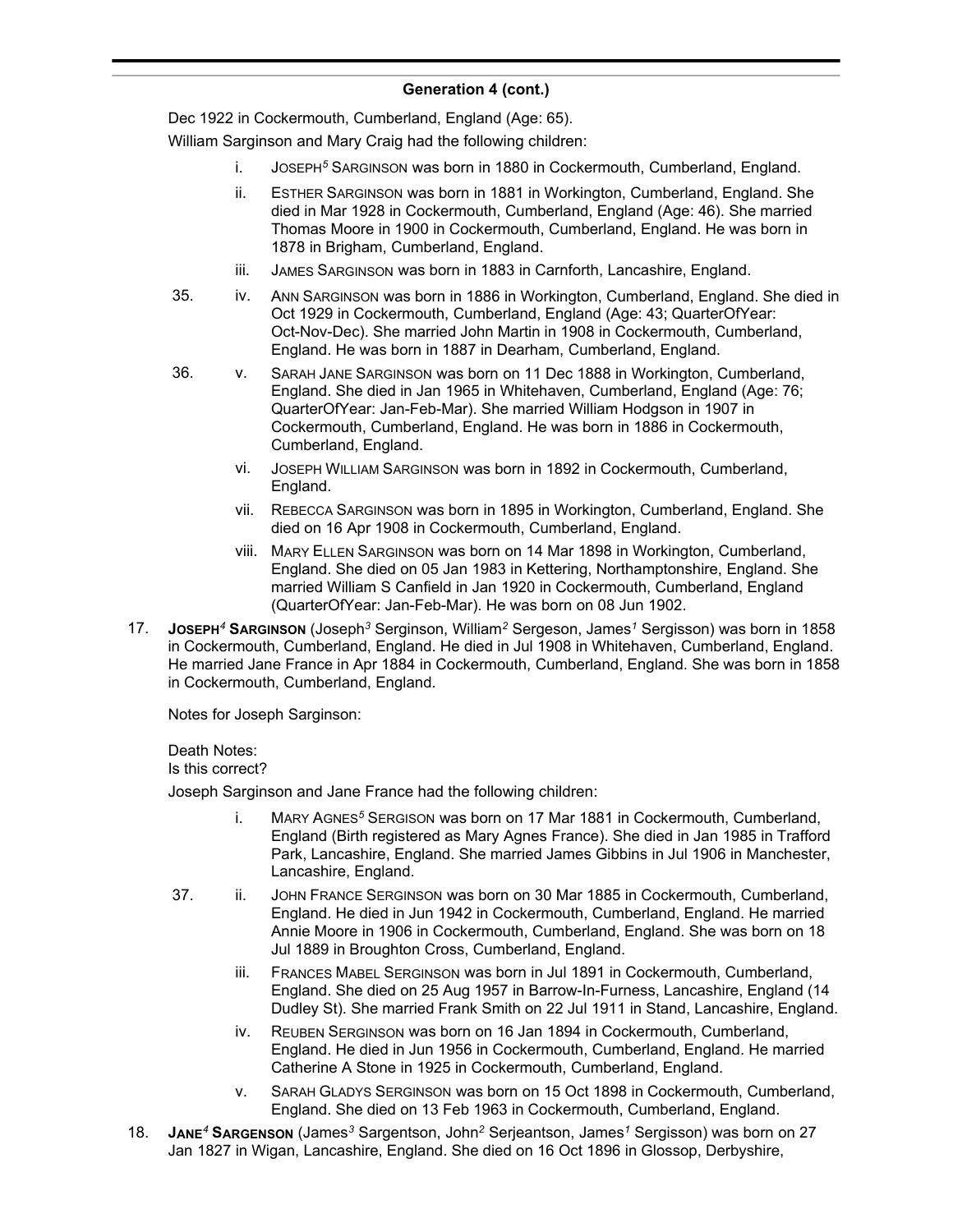## Generation 4 (cont.)

Dec 1922 in Cockermouth, Cumberland, England (Age: 65).

William Sargison and Mary Craig had the following children:

- i. JOSEPH[5] SARGINSON was born in 1880 in Cockermouth, Cumberland, England.
- ii. ESTHER SARGINSON was born in 1881 in Workington, Cumberland, England. She died in Mar 1928 in Cockermouth, Cumberland, England (Age: 46). She married Thomas Moore in 1900 in Cockermouth, Cumberland, England. He was born in 1878 in Brigham, Cumberland, England.
- iii. JAMES SARGINSON was born in 1883 in Carnforth, Lancashire, England.
- 35. iv. ANN SARGINSON was born in 1886 in Workington, Cumberland, England. She died in Oct 1929 in Cockermouth, Cumberland, England (Age: 43; QuarterOfYear: Oct-Nov-Dec). She married John Martin in 1908 in Cockermouth, Cumberland, England. He was born in 1887 in Dearham, Cumberland, England.
- 36. v. SARAH JANE SARGINSON was born on 11 Dec 1888 in Workington, Cumberland, England. She died in Jan 1965 in Whitehaven, Cumberland, England (Age: 76; QuarterOfYear: Jan-Feb-Mar). She married William Hodgson in 1907 in Cockermouth, Cumberland, England. He was born in 1886 in Cockermouth, Cumberland, England.
- vi. JOSEPH WILLIAM SARGINSON was born in 1892 in Cockermouth, Cumberland, England.
- vii. REBECCA SARGINSON was born in 1895 in Workington, Cumberland, England. She died on 16 Apr 1908 in Cockermouth, Cumberland, England.
- viii. MARY ELLEN SARGINSON was born on 14 Mar 1898 in Workington, Cumberland, England. She died on 05 Jan 1983 in Kettering, Northamptonshire, England. She married William S Canfield in Jan 1920 in Cockermouth, Cumberland, England (QuarterOfYear: Jan-Feb-Mar). He was born on 08 Jun 1902.

17. **JOSEPH[4] SARGINSON** (Joseph[3] Serginson, William[2] Sergeson, James[1] Sergisson) was born in 1858 in Cockermouth, Cumberland, England. He died in Jul 1908 in Whitehaven, Cumberland, England. He married Jane France in Apr 1884 in Cockermouth, Cumberland, England. She was born in 1858 in Cockermouth, Cumberland, England.

Notes for Joseph Sarginson:

Death Notes:
Is this correct?

Joseph Sarginson and Jane France had the following children:

- i. MARY AGNES[5] SERGISON was born on 17 Mar 1881 in Cockermouth, Cumberland, England (Birth registered as Mary Agnes France). She died in Jan 1985 in Trafford Park, Lancashire, England. She married James Gibbins in Jul 1906 in Manchester, Lancashire, England.
- 37. ii. JOHN FRANCE SERGINSON was born on 30 Mar 1885 in Cockermouth, Cumberland, England. He died in Jun 1942 in Cockermouth, Cumberland, England. He married Annie Moore in 1906 in Cockermouth, Cumberland, England. She was born on 18 Jul 1889 in Broughton Cross, Cumberland, England.
- iii. FRANCES MABEL SERGINSON was born in Jul 1891 in Cockermouth, Cumberland, England. She died on 25 Aug 1957 in Barrow-In-Furness, Lancashire, England (14 Dudley St). She married Frank Smith on 22 Jul 1911 in Stand, Lancashire, England.
- iv. REUBEN SERGINSON was born on 16 Jan 1894 in Cockermouth, Cumberland, England. He died in Jun 1956 in Cockermouth, Cumberland, England. He married Catherine A Stone in 1925 in Cockermouth, Cumberland, England.
- v. SARAH GLADYS SERGINSON was born on 15 Oct 1898 in Cockermouth, Cumberland, England. She died on 13 Feb 1963 in Cockermouth, Cumberland, England.

18. **JANE[4] SARGENSON** (James[3] Sargentson, John[2] Serjeantson, James[1] Sergisson) was born on 27 Jan 1827 in Wigan, Lancashire, England. She died on 16 Oct 1896 in Glossop, Derbyshire,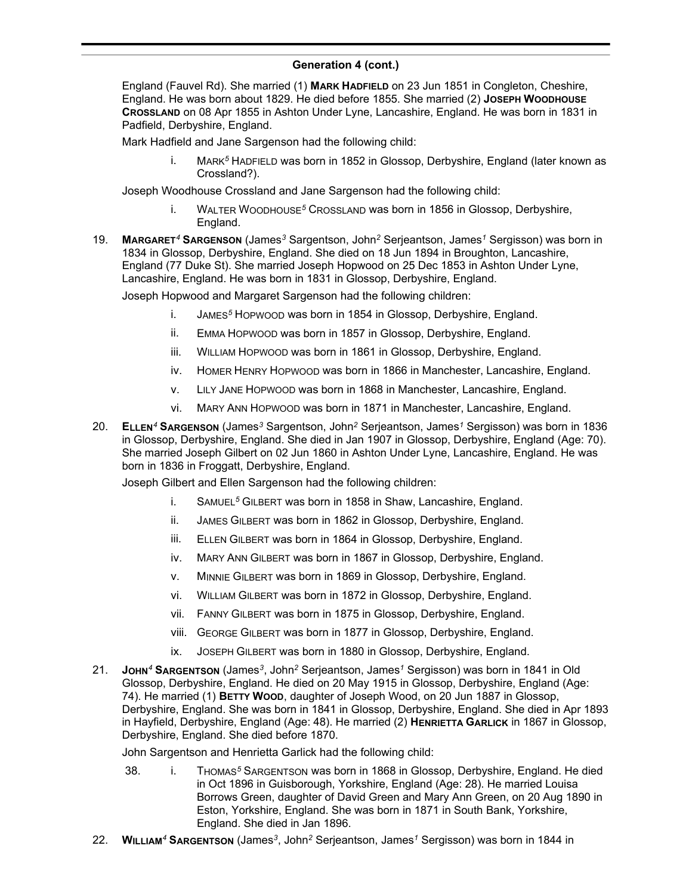## Generation 4 (cont.)

England (Fauvel Rd). She married (1) **Mark Hadfield** on 23 Jun 1851 in Congleton, Cheshire, England. He was born about 1829. He died before 1855. She married (2) **Joseph Woodhouse Crossland** on 08 Apr 1855 in Ashton Under Lyne, Lancashire, England. He was born in 1831 in Padfield, Derbyshire, England.

Mark Hadfield and Jane Sargenson had the following child:

i. Mark[5] Hadfield was born in 1852 in Glossop, Derbyshire, England (later known as Crossland?).

Joseph Woodhouse Crossland and Jane Sargenson had the following child:

i. Walter Woodhouse[5] Crossland was born in 1856 in Glossop, Derbyshire, England.

19. **Margaret[4] Sargenson** (James[3] Sargentson, John[2] Serjeantson, James[1] Sergisson) was born in 1834 in Glossop, Derbyshire, England. She died on 18 Jun 1894 in Broughton, Lancashire, England (77 Duke St). She married Joseph Hopwood on 25 Dec 1853 in Ashton Under Lyne, Lancashire, England. He was born in 1831 in Glossop, Derbyshire, England.

Joseph Hopwood and Margaret Sargenson had the following children:

i. James[5] Hopwood was born in 1854 in Glossop, Derbyshire, England.

ii. Emma Hopwood was born in 1857 in Glossop, Derbyshire, England.

iii. William Hopwood was born in 1861 in Glossop, Derbyshire, England.

iv. Homer Henry Hopwood was born in 1866 in Manchester, Lancashire, England.

v. Lily Jane Hopwood was born in 1868 in Manchester, Lancashire, England.

vi. Mary Ann Hopwood was born in 1871 in Manchester, Lancashire, England.

20. **Ellen[4] Sargenson** (James[3] Sargentson, John[2] Serjeantson, James[1] Sergisson) was born in 1836 in Glossop, Derbyshire, England. She died in Jan 1907 in Glossop, Derbyshire, England (Age: 70). She married Joseph Gilbert on 02 Jun 1860 in Ashton Under Lyne, Lancashire, England. He was born in 1836 in Froggatt, Derbyshire, England.

Joseph Gilbert and Ellen Sargenson had the following children:

i. Samuel[5] Gilbert was born in 1858 in Shaw, Lancashire, England.

ii. James Gilbert was born in 1862 in Glossop, Derbyshire, England.

iii. Ellen Gilbert was born in 1864 in Glossop, Derbyshire, England.

iv. Mary Ann Gilbert was born in 1867 in Glossop, Derbyshire, England.

v. Minnie Gilbert was born in 1869 in Glossop, Derbyshire, England.

vi. William Gilbert was born in 1872 in Glossop, Derbyshire, England.

vii. Fanny Gilbert was born in 1875 in Glossop, Derbyshire, England.

viii. George Gilbert was born in 1877 in Glossop, Derbyshire, England.

ix. Joseph Gilbert was born in 1880 in Glossop, Derbyshire, England.

21. **John[4] Sargentson** (James[3], John[2] Serjeantson, James[1] Sergisson) was born in 1841 in Old Glossop, Derbyshire, England. He died on 20 May 1915 in Glossop, Derbyshire, England (Age: 74). He married (1) **Betty Wood**, daughter of Joseph Wood, on 20 Jun 1887 in Glossop, Derbyshire, England. She was born in 1841 in Glossop, Derbyshire, England. She died in Apr 1893 in Hayfield, Derbyshire, England (Age: 48). He married (2) **Henrietta Garlick** in 1867 in Glossop, Derbyshire, England. She died before 1870.

John Sargentson and Henrietta Garlick had the following child:

38. i. Thomas[5] Sargentson was born in 1868 in Glossop, Derbyshire, England. He died in Oct 1896 in Guisborough, Yorkshire, England (Age: 28). He married Louisa Borrows Green, daughter of David Green and Mary Ann Green, on 20 Aug 1890 in Eston, Yorkshire, England. She was born in 1871 in South Bank, Yorkshire, England. She died in Jan 1896.

22. **William[4] Sargentson** (James[3], John[2] Serjeantson, James[1] Sergisson) was born in 1844 in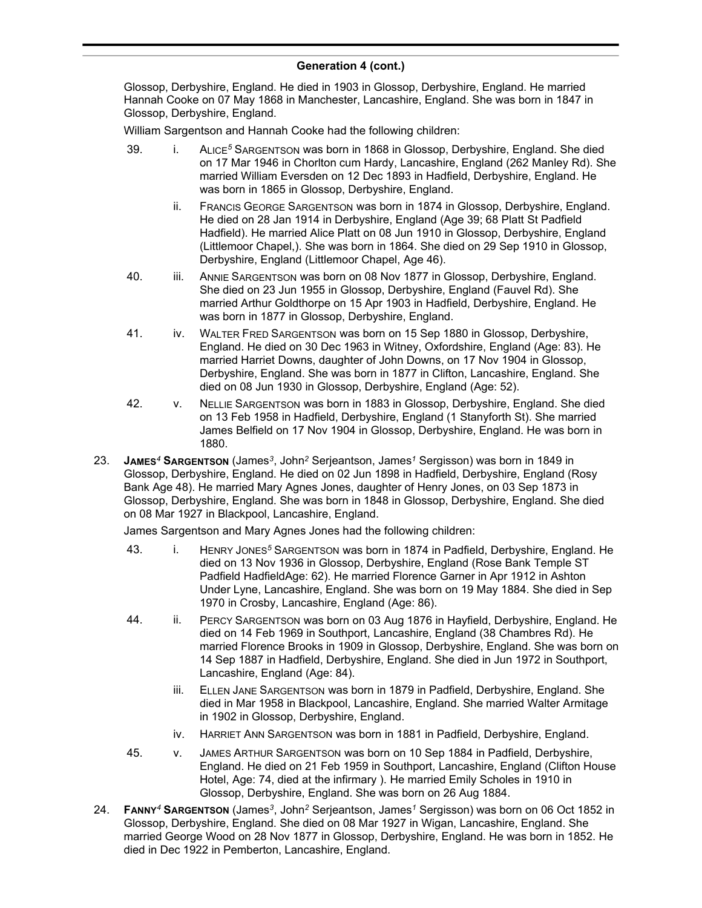## Generation 4 (cont.)

Glossop, Derbyshire, England. He died in 1903 in Glossop, Derbyshire, England. He married Hannah Cooke on 07 May 1868 in Manchester, Lancashire, England. She was born in 1847 in Glossop, Derbyshire, England.

William Sargentson and Hannah Cooke had the following children:

39. i. ALICE[5] SARGENTSON was born in 1868 in Glossop, Derbyshire, England. She died on 17 Mar 1946 in Chorlton cum Hardy, Lancashire, England (262 Manley Rd). She married William Eversden on 12 Dec 1893 in Hadfield, Derbyshire, England. He was born in 1865 in Glossop, Derbyshire, England.

ii. FRANCIS GEORGE SARGENTSON was born in 1874 in Glossop, Derbyshire, England. He died on 28 Jan 1914 in Derbyshire, England (Age 39; 68 Platt St Padfield Hadfield). He married Alice Platt on 08 Jun 1910 in Glossop, Derbyshire, England (Littlemoor Chapel,). She was born in 1864. She died on 29 Sep 1910 in Glossop, Derbyshire, England (Littlemoor Chapel, Age 46).

40. iii. ANNIE SARGENTSON was born on 08 Nov 1877 in Glossop, Derbyshire, England. She died on 23 Jun 1955 in Glossop, Derbyshire, England (Fauvel Rd). She married Arthur Goldthorpe on 15 Apr 1903 in Hadfield, Derbyshire, England. He was born in 1877 in Glossop, Derbyshire, England.

41. iv. WALTER FRED SARGENTSON was born on 15 Sep 1880 in Glossop, Derbyshire, England. He died on 30 Dec 1963 in Witney, Oxfordshire, England (Age: 83). He married Harriet Downs, daughter of John Downs, on 17 Nov 1904 in Glossop, Derbyshire, England. She was born in 1877 in Clifton, Lancashire, England. She died on 08 Jun 1930 in Glossop, Derbyshire, England (Age: 52).

42. v. NELLIE SARGENTSON was born in 1883 in Glossop, Derbyshire, England. She died on 13 Feb 1958 in Hadfield, Derbyshire, England (1 Stanyforth St). She married James Belfield on 17 Nov 1904 in Glossop, Derbyshire, England. He was born in 1880.

23. **JAMES[4] SARGENTSON** (James[3], John[2] Serjeantson, James[1] Sergisson) was born in 1849 in Glossop, Derbyshire, England. He died on 02 Jun 1898 in Hadfield, Derbyshire, England (Rosy Bank Age 48). He married Mary Agnes Jones, daughter of Henry Jones, on 03 Sep 1873 in Glossop, Derbyshire, England. She was born in 1848 in Glossop, Derbyshire, England. She died on 08 Mar 1927 in Blackpool, Lancashire, England.

James Sargentson and Mary Agnes Jones had the following children:

43. i. HENRY JONES[5] SARGENTSON was born in 1874 in Padfield, Derbyshire, England. He died on 13 Nov 1936 in Glossop, Derbyshire, England (Rose Bank Temple ST Padfield HadfieldAge: 62). He married Florence Garner in Apr 1912 in Ashton Under Lyne, Lancashire, England. She was born on 19 May 1884. She died in Sep 1970 in Crosby, Lancashire, England (Age: 86).

44. ii. PERCY SARGENTSON was born on 03 Aug 1876 in Hayfield, Derbyshire, England. He died on 14 Feb 1969 in Southport, Lancashire, England (38 Chambres Rd). He married Florence Brooks in 1909 in Glossop, Derbyshire, England. She was born on 14 Sep 1887 in Hadfield, Derbyshire, England. She died in Jun 1972 in Southport, Lancashire, England (Age: 84).

iii. ELLEN JANE SARGENTSON was born in 1879 in Padfield, Derbyshire, England. She died in Mar 1958 in Blackpool, Lancashire, England. She married Walter Armitage in 1902 in Glossop, Derbyshire, England.

iv. HARRIET ANN SARGENTSON was born in 1881 in Padfield, Derbyshire, England.

45. v. JAMES ARTHUR SARGENTSON was born on 10 Sep 1884 in Padfield, Derbyshire, England. He died on 21 Feb 1959 in Southport, Lancashire, England (Clifton House Hotel, Age: 74, died at the infirmary ). He married Emily Scholes in 1910 in Glossop, Derbyshire, England. She was born on 26 Aug 1884.

24. **FANNY[4] SARGENTSON** (James[3], John[2] Serjeantson, James[1] Sergisson) was born on 06 Oct 1852 in Glossop, Derbyshire, England. She died on 08 Mar 1927 in Wigan, Lancashire, England. She married George Wood on 28 Nov 1877 in Glossop, Derbyshire, England. He was born in 1852. He died in Dec 1922 in Pemberton, Lancashire, England.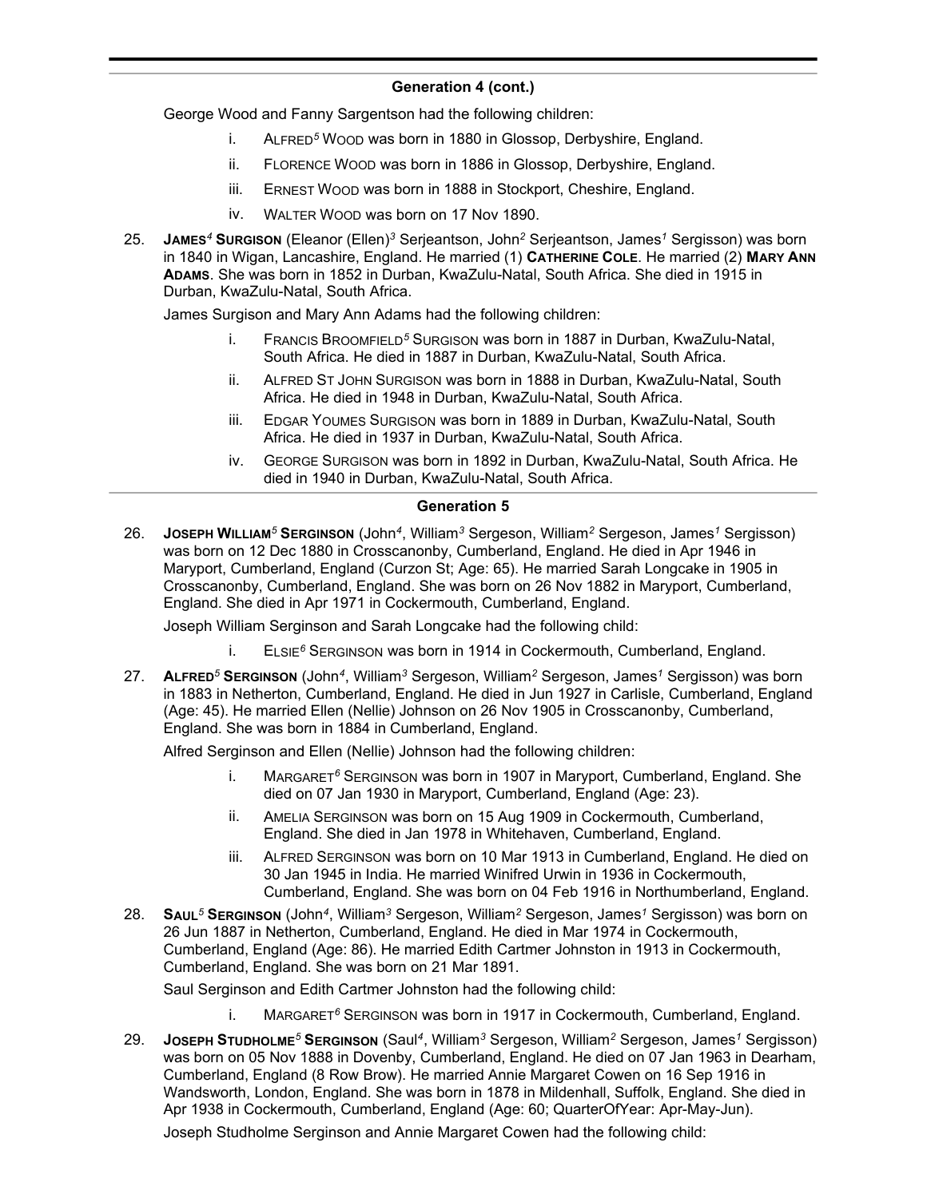### Generation 4 (cont.)

George Wood and Fanny Sargentson had the following children:

- i. ALFRED[5] WOOD was born in 1880 in Glossop, Derbyshire, England.
- ii. FLORENCE WOOD was born in 1886 in Glossop, Derbyshire, England.
- iii. ERNEST WOOD was born in 1888 in Stockport, Cheshire, England.
- iv. WALTER WOOD was born on 17 Nov 1890.

25. **JAMES[4] SURGISON** (Eleanor (Ellen)[3] Serjeantson, John[2] Serjeantson, James[1] Sergisson) was born in 1840 in Wigan, Lancashire, England. He married (1) **CATHERINE COLE**. He married (2) **MARY ANN ADAMS**. She was born in 1852 in Durban, KwaZulu-Natal, South Africa. She died in 1915 in Durban, KwaZulu-Natal, South Africa.

James Surgison and Mary Ann Adams had the following children:

- i. FRANCIS BROOMFIELD[5] SURGISON was born in 1887 in Durban, KwaZulu-Natal, South Africa. He died in 1887 in Durban, KwaZulu-Natal, South Africa.
- ii. ALFRED ST JOHN SURGISON was born in 1888 in Durban, KwaZulu-Natal, South Africa. He died in 1948 in Durban, KwaZulu-Natal, South Africa.
- iii. EDGAR YOUMES SURGISON was born in 1889 in Durban, KwaZulu-Natal, South Africa. He died in 1937 in Durban, KwaZulu-Natal, South Africa.
- iv. GEORGE SURGISON was born in 1892 in Durban, KwaZulu-Natal, South Africa. He died in 1940 in Durban, KwaZulu-Natal, South Africa.

### Generation 5

26. **JOSEPH WILLIAM[5] SERGINSON** (John[4], William[3] Sergeson, William[2] Sergeson, James[1] Sergisson) was born on 12 Dec 1880 in Crosscanonby, Cumberland, England. He died in Apr 1946 in Maryport, Cumberland, England (Curzon St; Age: 65). He married Sarah Longcake in 1905 in Crosscanonby, Cumberland, England. She was born on 26 Nov 1882 in Maryport, Cumberland, England. She died in Apr 1971 in Cockermouth, Cumberland, England.

Joseph William Serginson and Sarah Longcake had the following child:

- i. ELSIE[6] SERGINSON was born in 1914 in Cockermouth, Cumberland, England.

27. **ALFRED[5] SERGINSON** (John[4], William[3] Sergeson, William[2] Sergeson, James[1] Sergisson) was born in 1883 in Netherton, Cumberland, England. He died in Jun 1927 in Carlisle, Cumberland, England (Age: 45). He married Ellen (Nellie) Johnson on 26 Nov 1905 in Crosscanonby, Cumberland, England. She was born in 1884 in Cumberland, England.

Alfred Serginson and Ellen (Nellie) Johnson had the following children:

- i. MARGARET[6] SERGINSON was born in 1907 in Maryport, Cumberland, England. She died on 07 Jan 1930 in Maryport, Cumberland, England (Age: 23).
- ii. AMELIA SERGINSON was born on 15 Aug 1909 in Cockermouth, Cumberland, England. She died in Jan 1978 in Whitehaven, Cumberland, England.
- iii. ALFRED SERGINSON was born on 10 Mar 1913 in Cumberland, England. He died on 30 Jan 1945 in India. He married Winifred Urwin in 1936 in Cockermouth, Cumberland, England. She was born on 04 Feb 1916 in Northumberland, England.

28. **SAUL[5] SERGINSON** (John[4], William[3] Sergeson, William[2] Sergeson, James[1] Sergisson) was born on 26 Jun 1887 in Netherton, Cumberland, England. He died in Mar 1974 in Cockermouth, Cumberland, England (Age: 86). He married Edith Cartmer Johnston in 1913 in Cockermouth, Cumberland, England. She was born on 21 Mar 1891.

Saul Serginson and Edith Cartmer Johnston had the following child:

- i. MARGARET[6] SERGINSON was born in 1917 in Cockermouth, Cumberland, England.

29. **JOSEPH STUDHOLME[5] SERGINSON** (Saul[4], William[3] Sergeson, William[2] Sergeson, James[1] Sergisson) was born on 05 Nov 1888 in Dovenby, Cumberland, England. He died on 07 Jan 1963 in Dearham, Cumberland, England (8 Row Brow). He married Annie Margaret Cowen on 16 Sep 1916 in Wandsworth, London, England. She was born in 1878 in Mildenhall, Suffolk, England. She died in Apr 1938 in Cockermouth, Cumberland, England (Age: 60; QuarterOfYear: Apr-May-Jun).

Joseph Studholme Serginson and Annie Margaret Cowen had the following child: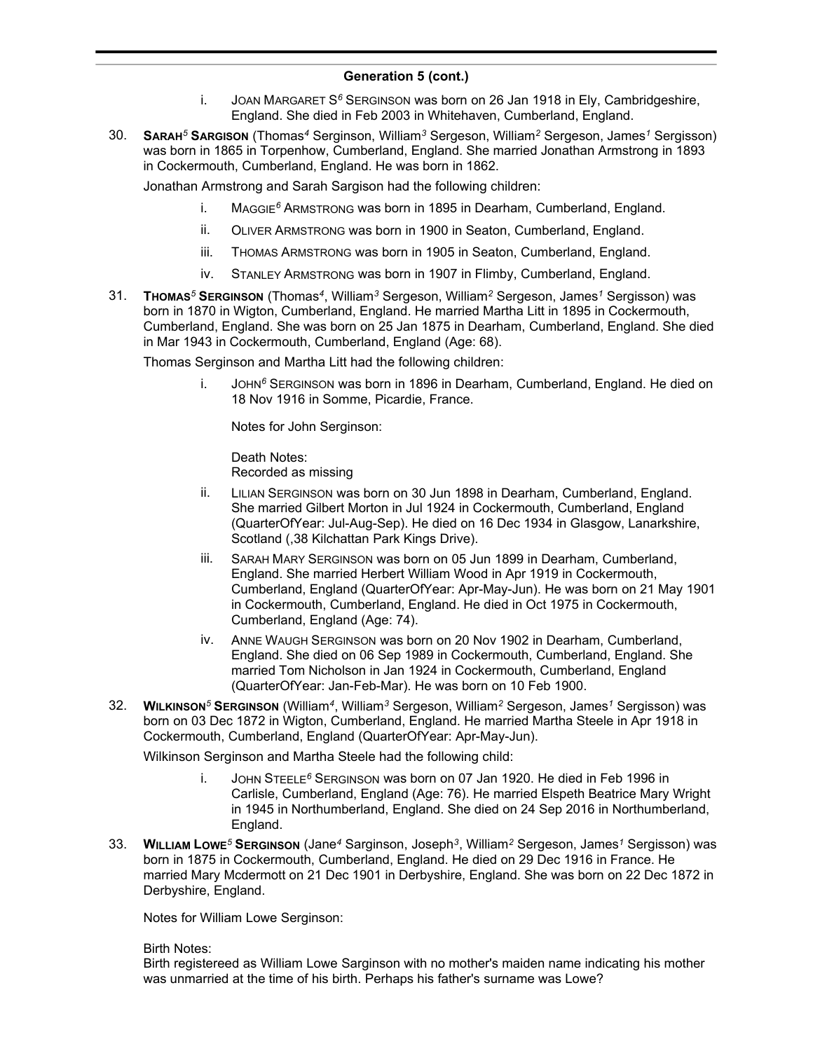## Generation 5 (cont.)

i. JOAN MARGARET S[6] SERGINSON was born on 26 Jan 1918 in Ely, Cambridgeshire, England. She died in Feb 2003 in Whitehaven, Cumberland, England.

30. **SARAH[5] SARGISON** (Thomas[4] Serginson, William[3] Sergeson, William[2] Sergeson, James[1] Sergisson) was born in 1865 in Torpenhow, Cumberland, England. She married Jonathan Armstrong in 1893 in Cockermouth, Cumberland, England. He was born in 1862.

Jonathan Armstrong and Sarah Sargison had the following children:

i. MAGGIE[6] ARMSTRONG was born in 1895 in Dearham, Cumberland, England.

ii. OLIVER ARMSTRONG was born in 1900 in Seaton, Cumberland, England.

iii. THOMAS ARMSTRONG was born in 1905 in Seaton, Cumberland, England.

iv. STANLEY ARMSTRONG was born in 1907 in Flimby, Cumberland, England.

31. **THOMAS[5] SERGINSON** (Thomas[4], William[3] Sergeson, William[2] Sergeson, James[1] Sergisson) was born in 1870 in Wigton, Cumberland, England. He married Martha Litt in 1895 in Cockermouth, Cumberland, England. She was born on 25 Jan 1875 in Dearham, Cumberland, England. She died in Mar 1943 in Cockermouth, Cumberland, England (Age: 68).

Thomas Serginson and Martha Litt had the following children:

i. JOHN[6] SERGINSON was born in 1896 in Dearham, Cumberland, England. He died on 18 Nov 1916 in Somme, Picardie, France.

Notes for John Serginson:

Death Notes:
Recorded as missing

ii. LILIAN SERGINSON was born on 30 Jun 1898 in Dearham, Cumberland, England. She married Gilbert Morton in Jul 1924 in Cockermouth, Cumberland, England (QuarterOfYear: Jul-Aug-Sep). He died on 16 Dec 1934 in Glasgow, Lanarkshire, Scotland (,38 Kilchattan Park Kings Drive).

iii. SARAH MARY SERGINSON was born on 05 Jun 1899 in Dearham, Cumberland, England. She married Herbert William Wood in Apr 1919 in Cockermouth, Cumberland, England (QuarterOfYear: Apr-May-Jun). He was born on 21 May 1901 in Cockermouth, Cumberland, England. He died in Oct 1975 in Cockermouth, Cumberland, England (Age: 74).

iv. ANNE WAUGH SERGINSON was born on 20 Nov 1902 in Dearham, Cumberland, England. She died on 06 Sep 1989 in Cockermouth, Cumberland, England. She married Tom Nicholson in Jan 1924 in Cockermouth, Cumberland, England (QuarterOfYear: Jan-Feb-Mar). He was born on 10 Feb 1900.

32. **WILKINSON[5] SERGINSON** (William[4], William[3] Sergeson, William[2] Sergeson, James[1] Sergisson) was born on 03 Dec 1872 in Wigton, Cumberland, England. He married Martha Steele in Apr 1918 in Cockermouth, Cumberland, England (QuarterOfYear: Apr-May-Jun).

Wilkinson Serginson and Martha Steele had the following child:

i. JOHN STEELE[6] SERGINSON was born on 07 Jan 1920. He died in Feb 1996 in Carlisle, Cumberland, England (Age: 76). He married Elspeth Beatrice Mary Wright in 1945 in Northumberland, England. She died on 24 Sep 2016 in Northumberland, England.

33. **WILLIAM LOWE[5] SERGINSON** (Jane[4] Sarginson, Joseph[3], William[2] Sergeson, James[1] Sergisson) was born in 1875 in Cockermouth, Cumberland, England. He died on 29 Dec 1916 in France. He married Mary Mcdermott on 21 Dec 1901 in Derbyshire, England. She was born on 22 Dec 1872 in Derbyshire, England.

Notes for William Lowe Serginson:

Birth Notes:
Birth registereed as William Lowe Sarginson with no mother's maiden name indicating his mother was unmarried at the time of his birth. Perhaps his father's surname was Lowe?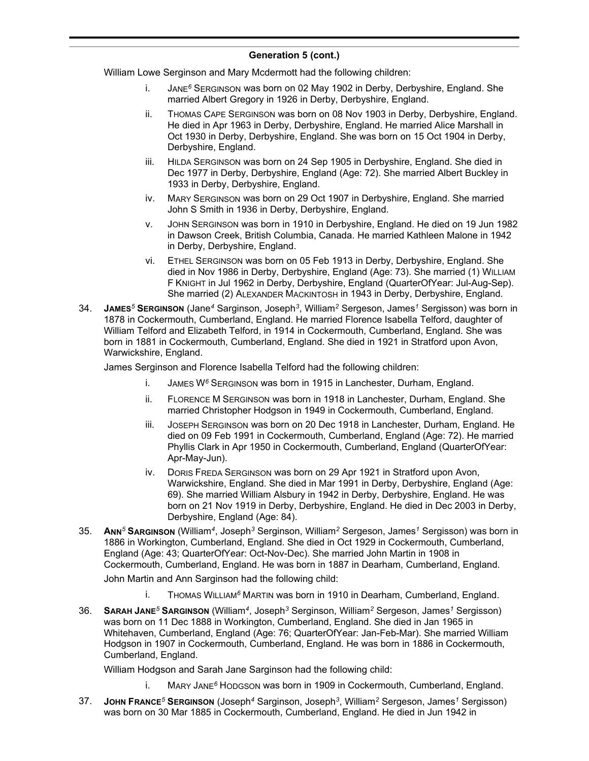## Generation 5 (cont.)

William Lowe Serginson and Mary Mcdermott had the following children:

- i. JANE[6] SERGINSON was born on 02 May 1902 in Derby, Derbyshire, England. She married Albert Gregory in 1926 in Derby, Derbyshire, England.
- ii. THOMAS CAPE SERGINSON was born on 08 Nov 1903 in Derby, Derbyshire, England. He died in Apr 1963 in Derby, Derbyshire, England. He married Alice Marshall in Oct 1930 in Derby, Derbyshire, England. She was born on 15 Oct 1904 in Derby, Derbyshire, England.
- iii. HILDA SERGINSON was born on 24 Sep 1905 in Derbyshire, England. She died in Dec 1977 in Derby, Derbyshire, England (Age: 72). She married Albert Buckley in 1933 in Derby, Derbyshire, England.
- iv. MARY SERGINSON was born on 29 Oct 1907 in Derbyshire, England. She married John S Smith in 1936 in Derby, Derbyshire, England.
- v. JOHN SERGINSON was born in 1910 in Derbyshire, England. He died on 19 Jun 1982 in Dawson Creek, British Columbia, Canada. He married Kathleen Malone in 1942 in Derby, Derbyshire, England.
- vi. ETHEL SERGINSON was born on 05 Feb 1913 in Derby, Derbyshire, England. She died in Nov 1986 in Derby, Derbyshire, England (Age: 73). She married (1) WILLIAM F KNIGHT in Jul 1962 in Derby, Derbyshire, England (QuarterOfYear: Jul-Aug-Sep). She married (2) ALEXANDER MACKINTOSH in 1943 in Derby, Derbyshire, England.

34. **JAMES[5] SERGINSON** (Jane[4] Sarginson, Joseph[3], William[2] Sergeson, James[1] Sergisson) was born in 1878 in Cockermouth, Cumberland, England. He married Florence Isabella Telford, daughter of William Telford and Elizabeth Telford, in 1914 in Cockermouth, Cumberland, England. She was born in 1881 in Cockermouth, Cumberland, England. She died in 1921 in Stratford upon Avon, Warwickshire, England.

    James Serginson and Florence Isabella Telford had the following children:

    - i. JAMES W[6] SERGINSON was born in 1915 in Lanchester, Durham, England.
    - ii. FLORENCE M SERGINSON was born in 1918 in Lanchester, Durham, England. She married Christopher Hodgson in 1949 in Cockermouth, Cumberland, England.
    - iii. JOSEPH SERGINSON was born on 20 Dec 1918 in Lanchester, Durham, England. He died on 09 Feb 1991 in Cockermouth, Cumberland, England (Age: 72). He married Phyllis Clark in Apr 1950 in Cockermouth, Cumberland, England (QuarterOfYear: Apr-May-Jun).
    - iv. DORIS FREDA SERGINSON was born on 29 Apr 1921 in Stratford upon Avon, Warwickshire, England. She died in Mar 1991 in Derby, Derbyshire, England (Age: 69). She married William Alsbury in 1942 in Derby, Derbyshire, England. He was born on 21 Nov 1919 in Derby, Derbyshire, England. He died in Dec 2003 in Derby, Derbyshire, England (Age: 84).

35. **ANN[5] SARGINSON** (William[4], Joseph[3] Serginson, William[2] Sergeson, James[1] Sergisson) was born in 1886 in Workington, Cumberland, England. She died in Oct 1929 in Cockermouth, Cumberland, England (Age: 43; QuarterOfYear: Oct-Nov-Dec). She married John Martin in 1908 in Cockermouth, Cumberland, England. He was born in 1887 in Dearham, Cumberland, England.

    John Martin and Ann Sarginson had the following child:

    - i. THOMAS WILLIAM[6] MARTIN was born in 1910 in Dearham, Cumberland, England.

36. **SARAH JANE[5] SARGINSON** (William[4], Joseph[3] Serginson, William[2] Sergeson, James[1] Sergisson) was born on 11 Dec 1888 in Workington, Cumberland, England. She died in Jan 1965 in Whitehaven, Cumberland, England (Age: 76; QuarterOfYear: Jan-Feb-Mar). She married William Hodgson in 1907 in Cockermouth, Cumberland, England. He was born in 1886 in Cockermouth, Cumberland, England.

    William Hodgson and Sarah Jane Sarginson had the following child:

    - i. MARY JANE[6] HODGSON was born in 1909 in Cockermouth, Cumberland, England.

37. **JOHN FRANCE[5] SERGINSON** (Joseph[4] Sarginson, Joseph[3], William[2] Sergeson, James[1] Sergisson) was born on 30 Mar 1885 in Cockermouth, Cumberland, England. He died in Jun 1942 in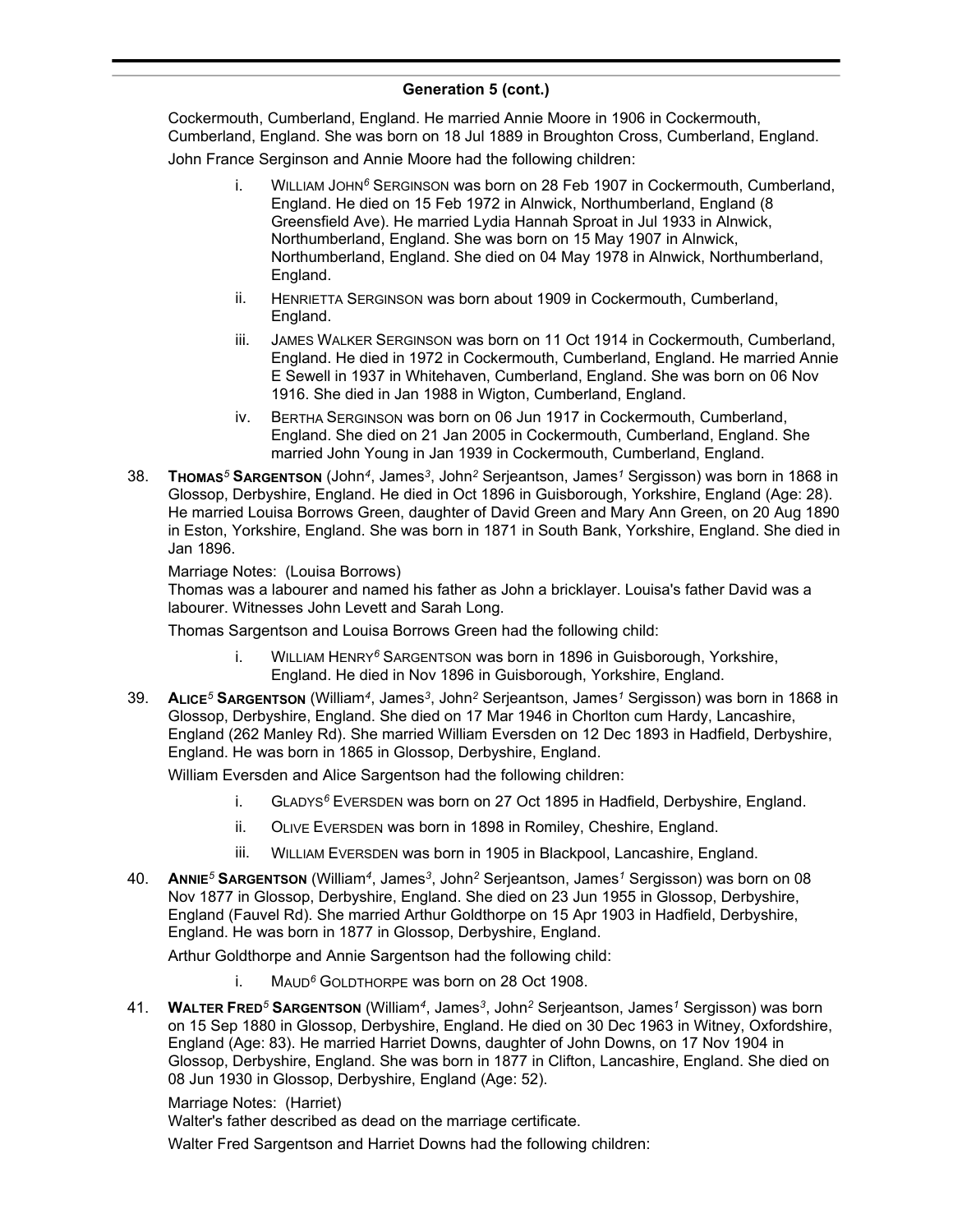## Generation 5 (cont.)

Cockermouth, Cumberland, England. He married Annie Moore in 1906 in Cockermouth, Cumberland, England. She was born on 18 Jul 1889 in Broughton Cross, Cumberland, England.

John France Serginson and Annie Moore had the following children:

- i. William John[6] Serginson was born on 28 Feb 1907 in Cockermouth, Cumberland, England. He died on 15 Feb 1972 in Alnwick, Northumberland, England (8 Greensfield Ave). He married Lydia Hannah Sproat in Jul 1933 in Alnwick, Northumberland, England. She was born on 15 May 1907 in Alnwick, Northumberland, England. She died on 04 May 1978 in Alnwick, Northumberland, England.
- ii. Henrietta Serginson was born about 1909 in Cockermouth, Cumberland, England.
- iii. James Walker Serginson was born on 11 Oct 1914 in Cockermouth, Cumberland, England. He died in 1972 in Cockermouth, Cumberland, England. He married Annie E Sewell in 1937 in Whitehaven, Cumberland, England. She was born on 06 Nov 1916. She died in Jan 1988 in Wigton, Cumberland, England.
- iv. Bertha Serginson was born on 06 Jun 1917 in Cockermouth, Cumberland, England. She died on 21 Jan 2005 in Cockermouth, Cumberland, England. She married John Young in Jan 1939 in Cockermouth, Cumberland, England.

38. **Thomas[5] Sargentson** (John[4], James[3], John[2] Serjeantson, James[1] Sergisson) was born in 1868 in Glossop, Derbyshire, England. He died in Oct 1896 in Guisborough, Yorkshire, England (Age: 28). He married Louisa Borrows Green, daughter of David Green and Mary Ann Green, on 20 Aug 1890 in Eston, Yorkshire, England. She was born in 1871 in South Bank, Yorkshire, England. She died in Jan 1896.

Marriage Notes: (Louisa Borrows)
Thomas was a labourer and named his father as John a bricklayer. Louisa's father David was a labourer. Witnesses John Levett and Sarah Long.

Thomas Sargentson and Louisa Borrows Green had the following child:

- i. William Henry[6] Sargentson was born in 1896 in Guisborough, Yorkshire, England. He died in Nov 1896 in Guisborough, Yorkshire, England.

39. **Alice[5] Sargentson** (William[4], James[3], John[2] Serjeantson, James[1] Sergisson) was born in 1868 in Glossop, Derbyshire, England. She died on 17 Mar 1946 in Chorlton cum Hardy, Lancashire, England (262 Manley Rd). She married William Eversden on 12 Dec 1893 in Hadfield, Derbyshire, England. He was born in 1865 in Glossop, Derbyshire, England.

William Eversden and Alice Sargentson had the following children:

- i. Gladys[6] Eversden was born on 27 Oct 1895 in Hadfield, Derbyshire, England.
- ii. Olive Eversden was born in 1898 in Romiley, Cheshire, England.
- iii. William Eversden was born in 1905 in Blackpool, Lancashire, England.

40. **Annie[5] Sargentson** (William[4], James[3], John[2] Serjeantson, James[1] Sergisson) was born on 08 Nov 1877 in Glossop, Derbyshire, England. She died on 23 Jun 1955 in Glossop, Derbyshire, England (Fauvel Rd). She married Arthur Goldthorpe on 15 Apr 1903 in Hadfield, Derbyshire, England. He was born in 1877 in Glossop, Derbyshire, England.

Arthur Goldthorpe and Annie Sargentson had the following child:

- i. Maud[6] Goldthorpe was born on 28 Oct 1908.

41. **Walter Fred[5] Sargentson** (William[4], James[3], John[2] Serjeantson, James[1] Sergisson) was born on 15 Sep 1880 in Glossop, Derbyshire, England. He died on 30 Dec 1963 in Witney, Oxfordshire, England (Age: 83). He married Harriet Downs, daughter of John Downs, on 17 Nov 1904 in Glossop, Derbyshire, England. She was born in 1877 in Clifton, Lancashire, England. She died on 08 Jun 1930 in Glossop, Derbyshire, England (Age: 52).

Marriage Notes: (Harriet)
Walter's father described as dead on the marriage certificate.

Walter Fred Sargentson and Harriet Downs had the following children: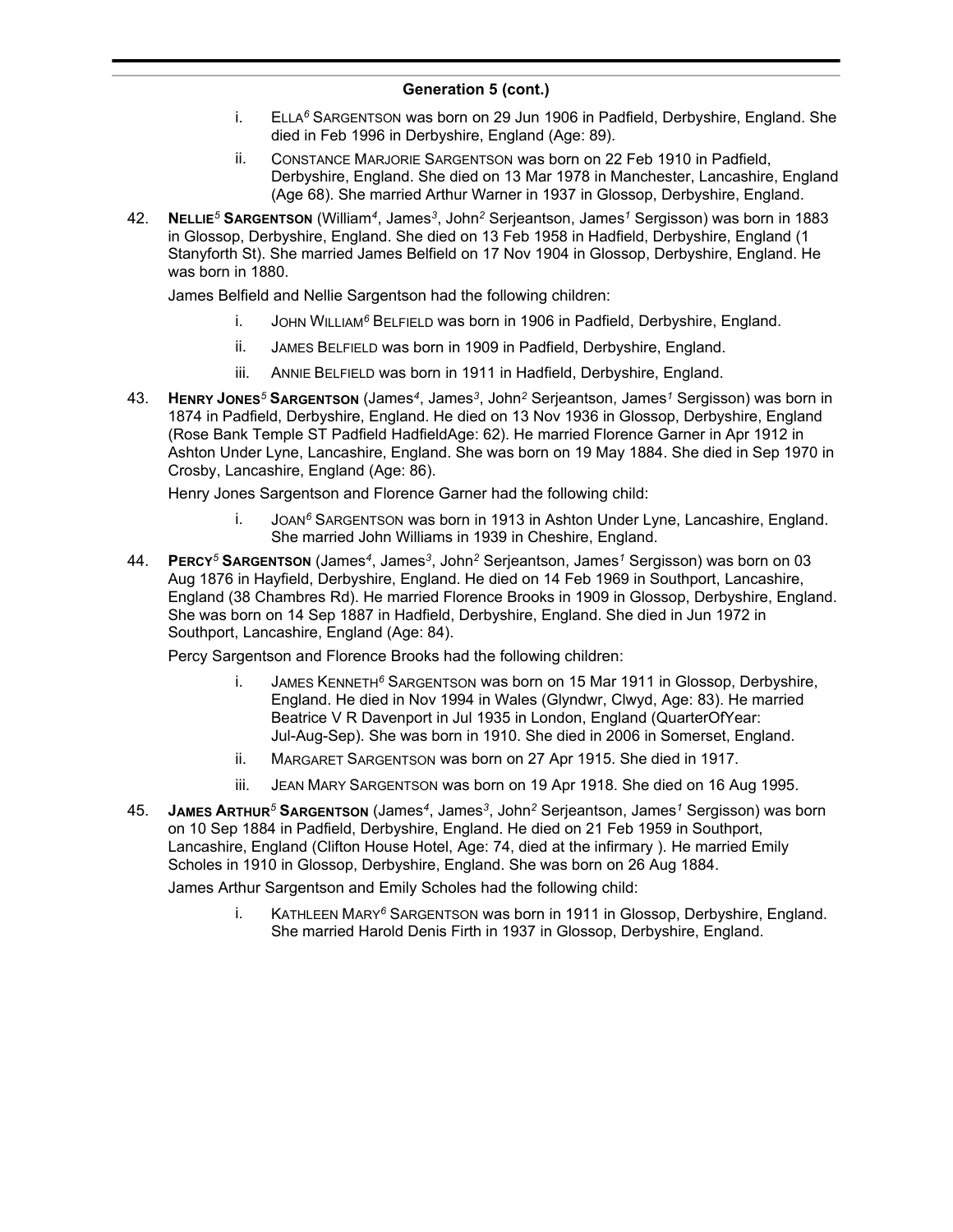## Generation 5 (cont.)

i. ELLA[6] SARGENTSON was born on 29 Jun 1906 in Padfield, Derbyshire, England. She died in Feb 1996 in Derbyshire, England (Age: 89).

ii. CONSTANCE MARJORIE SARGENTSON was born on 22 Feb 1910 in Padfield, Derbyshire, England. She died on 13 Mar 1978 in Manchester, Lancashire, England (Age 68). She married Arthur Warner in 1937 in Glossop, Derbyshire, England.

42. **NELLIE[5] SARGENTSON** (William[4], James[3], John[2] Serjeantson, James[1] Sergisson) was born in 1883 in Glossop, Derbyshire, England. She died on 13 Feb 1958 in Hadfield, Derbyshire, England (1 Stanyforth St). She married James Belfield on 17 Nov 1904 in Glossop, Derbyshire, England. He was born in 1880.

James Belfield and Nellie Sargentson had the following children:

i. JOHN WILLIAM[6] BELFIELD was born in 1906 in Padfield, Derbyshire, England.

ii. JAMES BELFIELD was born in 1909 in Padfield, Derbyshire, England.

iii. ANNIE BELFIELD was born in 1911 in Hadfield, Derbyshire, England.

43. **HENRY JONES[5] SARGENTSON** (James[4], James[3], John[2] Serjeantson, James[1] Sergisson) was born in 1874 in Padfield, Derbyshire, England. He died on 13 Nov 1936 in Glossop, Derbyshire, England (Rose Bank Temple ST Padfield HadfieldAge: 62). He married Florence Garner in Apr 1912 in Ashton Under Lyne, Lancashire, England. She was born on 19 May 1884. She died in Sep 1970 in Crosby, Lancashire, England (Age: 86).

Henry Jones Sargentson and Florence Garner had the following child:

i. JOAN[6] SARGENTSON was born in 1913 in Ashton Under Lyne, Lancashire, England. She married John Williams in 1939 in Cheshire, England.

44. **PERCY[5] SARGENTSON** (James[4], James[3], John[2] Serjeantson, James[1] Sergisson) was born on 03 Aug 1876 in Hayfield, Derbyshire, England. He died on 14 Feb 1969 in Southport, Lancashire, England (38 Chambres Rd). He married Florence Brooks in 1909 in Glossop, Derbyshire, England. She was born on 14 Sep 1887 in Hadfield, Derbyshire, England. She died in Jun 1972 in Southport, Lancashire, England (Age: 84).

Percy Sargentson and Florence Brooks had the following children:

i. JAMES KENNETH[6] SARGENTSON was born on 15 Mar 1911 in Glossop, Derbyshire, England. He died in Nov 1994 in Wales (Glyndwr, Clwyd, Age: 83). He married Beatrice V R Davenport in Jul 1935 in London, England (QuarterOfYear: Jul-Aug-Sep). She was born in 1910. She died in 2006 in Somerset, England.

ii. MARGARET SARGENTSON was born on 27 Apr 1915. She died in 1917.

iii. JEAN MARY SARGENTSON was born on 19 Apr 1918. She died on 16 Aug 1995.

45. **JAMES ARTHUR[5] SARGENTSON** (James[4], James[3], John[2] Serjeantson, James[1] Sergisson) was born on 10 Sep 1884 in Padfield, Derbyshire, England. He died on 21 Feb 1959 in Southport, Lancashire, England (Clifton House Hotel, Age: 74, died at the infirmary ). He married Emily Scholes in 1910 in Glossop, Derbyshire, England. She was born on 26 Aug 1884.

James Arthur Sargentson and Emily Scholes had the following child:

i. KATHLEEN MARY[6] SARGENTSON was born in 1911 in Glossop, Derbyshire, England. She married Harold Denis Firth in 1937 in Glossop, Derbyshire, England.